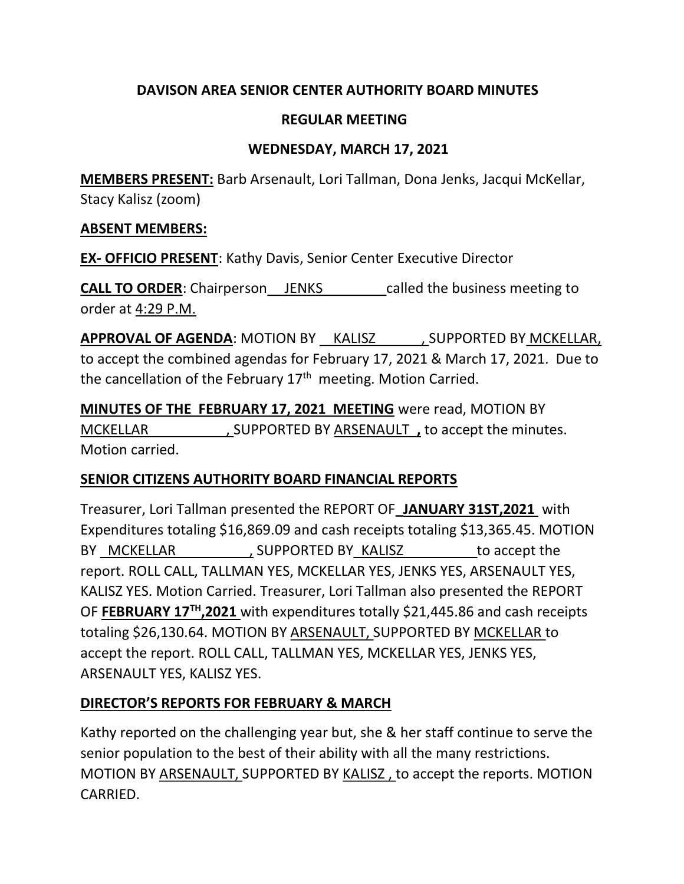# DAVISON AREA SENIOR CENTER AUTHORITY BOARD MINUTES

## REGULAR MEETING

## WEDNESDAY, MARCH 17, 2021

**MEMBERS PRESENT:** Barb Arsenault, Lori Tallman, Dona Jenks, Jacqui McKellar, Stacy Kalisz (zoom)

**ABSENT MEMBERS:**

**EX- OFFICIO PRESENT**: Kathy Davis, Senior Center Executive Director

**CALL TO ORDER**: Chairperson JENKS called the business meeting to order at 4:29 P.M.

**APPROVAL OF AGENDA**: MOTION BY KALISZ, SUPPORTED BY MCKELLAR, to accept the combined agendas for February 17, 2021 & March 17, 2021. Due to the cancellation of the February 17th meeting. Motion Carried.

**MINUTES OF THE FEBRUARY 17, 2021 MEETING** were read, MOTION BY MCKELLAR, SUPPORTED BY ARSENAULT **,** to accept the minutes. Motion carried.

**SENIOR CITIZENS AUTHORITY BOARD FINANCIAL REPORTS**

Treasurer, Lori Tallman presented the REPORT OF **JANUARY 31ST,2021** with Expenditures totaling $16,869.09 and cash receipts totaling $13,365.45. MOTION BY MCKELLAR, SUPPORTED BY KALISZ to accept the report. ROLL CALL, TALLMAN YES, MCKELLAR YES, JENKS YES, ARSENAULT YES, KALISZ YES. Motion Carried. Treasurer, Lori Tallman also presented the REPORT OF **FEBRUARY 17TH,2021** with expenditures totally $21,445.86 and cash receipts totaling $26,130.64. MOTION BY ARSENAULT, SUPPORTED BY MCKELLAR to accept the report. ROLL CALL, TALLMAN YES, MCKELLAR YES, JENKS YES, ARSENAULT YES, KALISZ YES.

**DIRECTOR'S REPORTS FOR FEBRUARY & MARCH**

Kathy reported on the challenging year but, she & her staff continue to serve the senior population to the best of their ability with all the many restrictions. MOTION BY ARSENAULT, SUPPORTED BY KALISZ , to accept the reports. MOTION CARRIED.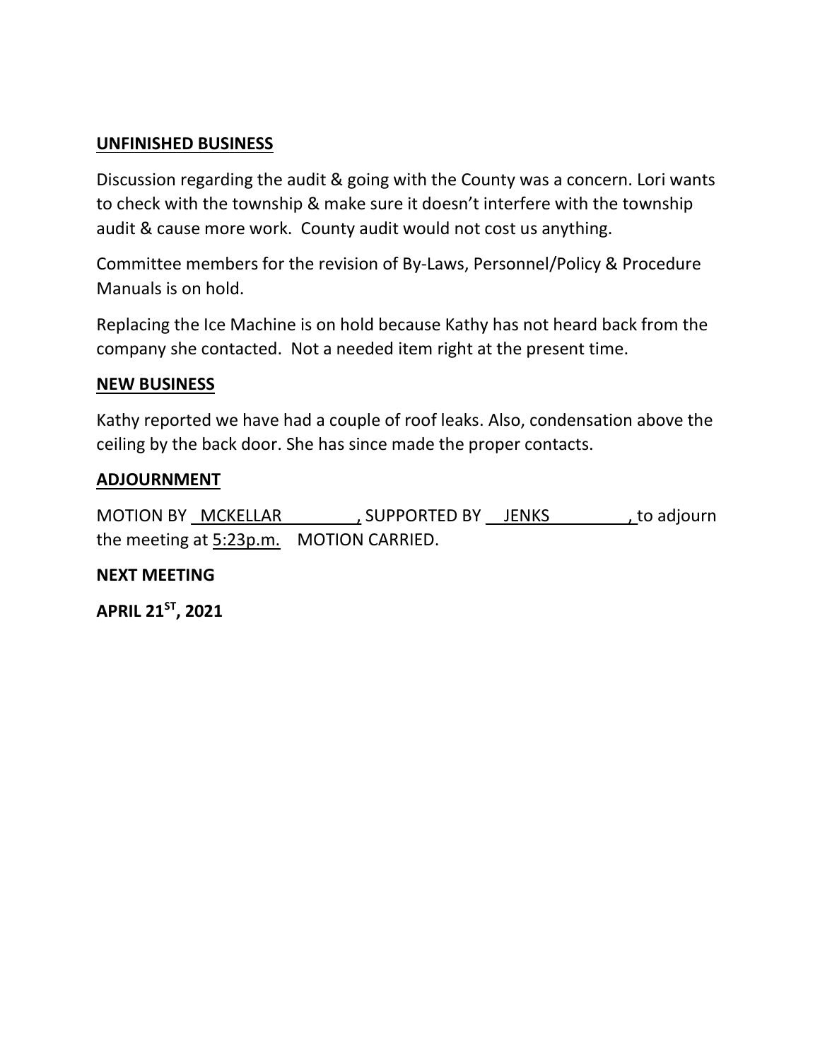## UNFINISHED BUSINESS

Discussion regarding the audit & going with the County was a concern. Lori wants to check with the township & make sure it doesn't interfere with the township audit & cause more work. County audit would not cost us anything.

Committee members for the revision of By-Laws, Personnel/Policy & Procedure Manuals is on hold.

Replacing the Ice Machine is on hold because Kathy has not heard back from the company she contacted. Not a needed item right at the present time.

## NEW BUSINESS

Kathy reported we have had a couple of roof leaks. Also, condensation above the ceiling by the back door. She has since made the proper contacts.

## ADJOURNMENT

MOTION BY MCKELLAR, SUPPORTED BY JENKS, to adjourn the meeting at 5:23p.m. MOTION CARRIED.

**NEXT MEETING**

**APRIL 21ST, 2021**